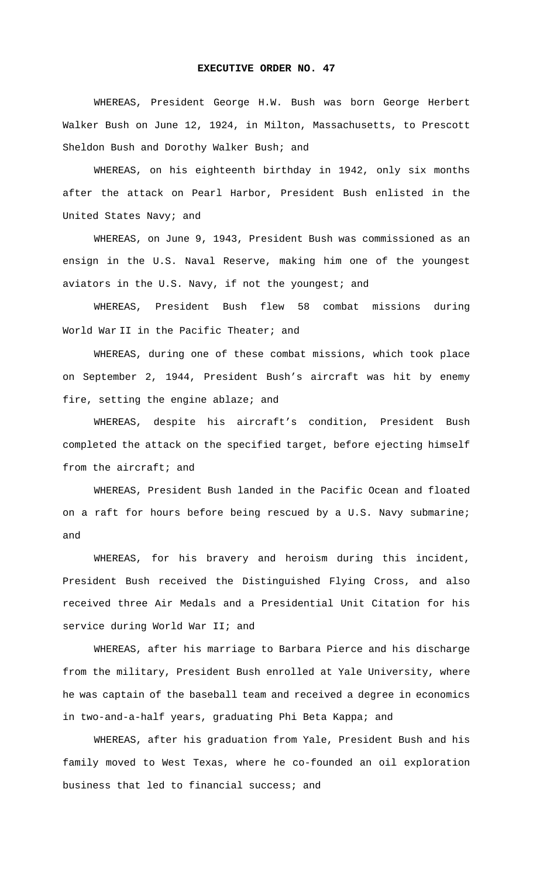**EXECUTIVE ORDER NO. 47**

WHEREAS, President George H.W. Bush was born George Herbert Walker Bush on June 12, 1924, in Milton, Massachusetts, to Prescott Sheldon Bush and Dorothy Walker Bush; and

WHEREAS, on his eighteenth birthday in 1942, only six months after the attack on Pearl Harbor, President Bush enlisted in the United States Navy; and

WHEREAS, on June 9, 1943, President Bush was commissioned as an ensign in the U.S. Naval Reserve, making him one of the youngest aviators in the U.S. Navy, if not the youngest; and

WHEREAS, President Bush flew 58 combat missions during World War II in the Pacific Theater; and

WHEREAS, during one of these combat missions, which took place on September 2, 1944, President Bush's aircraft was hit by enemy fire, setting the engine ablaze; and

WHEREAS, despite his aircraft's condition, President Bush completed the attack on the specified target, before ejecting himself from the aircraft; and

WHEREAS, President Bush landed in the Pacific Ocean and floated on a raft for hours before being rescued by a U.S. Navy submarine; and

WHEREAS, for his bravery and heroism during this incident, President Bush received the Distinguished Flying Cross, and also received three Air Medals and a Presidential Unit Citation for his service during World War II; and

WHEREAS, after his marriage to Barbara Pierce and his discharge from the military, President Bush enrolled at Yale University, where he was captain of the baseball team and received a degree in economics in two-and-a-half years, graduating Phi Beta Kappa; and

WHEREAS, after his graduation from Yale, President Bush and his family moved to West Texas, where he co-founded an oil exploration business that led to financial success; and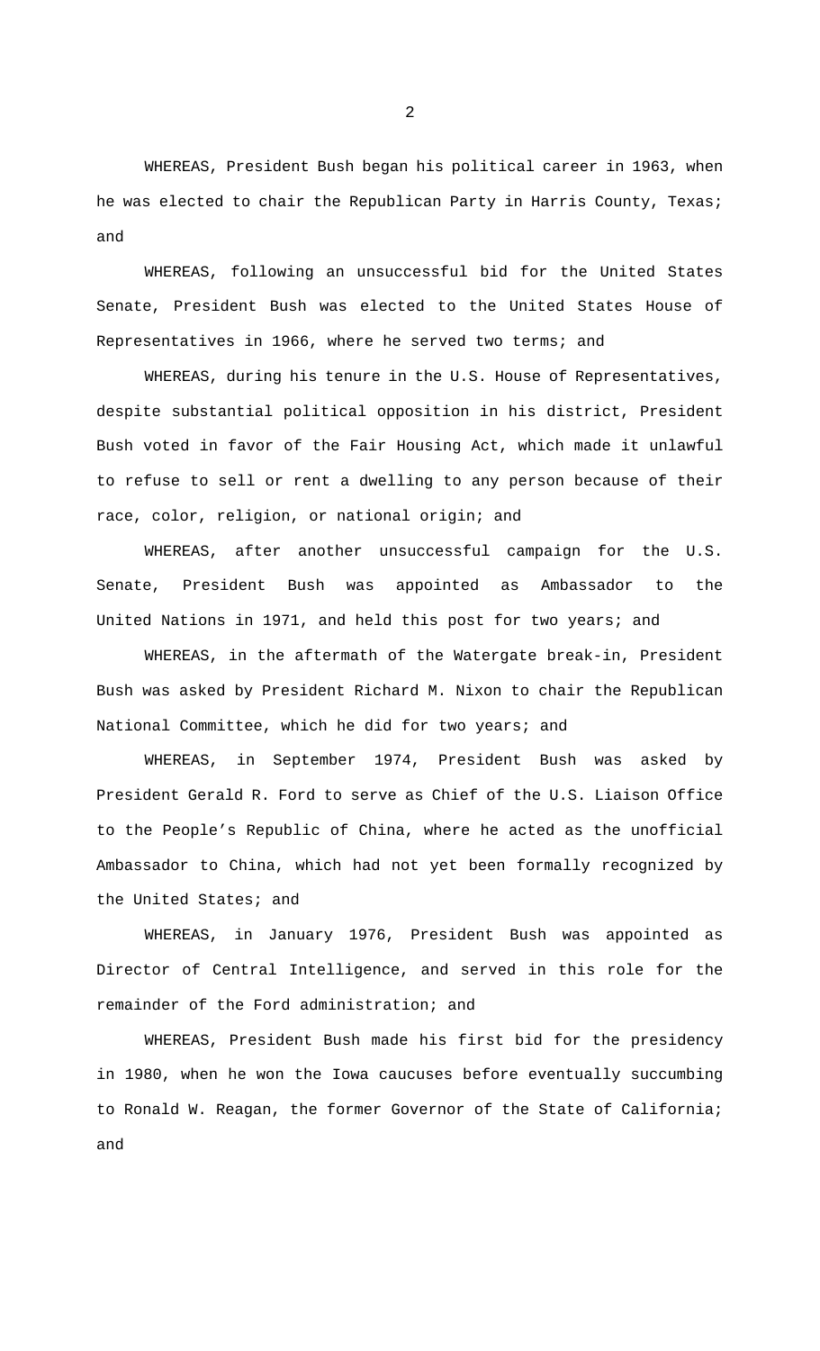WHEREAS, President Bush began his political career in 1963, when he was elected to chair the Republican Party in Harris County, Texas; and

WHEREAS, following an unsuccessful bid for the United States Senate, President Bush was elected to the United States House of Representatives in 1966, where he served two terms; and

WHEREAS, during his tenure in the U.S. House of Representatives, despite substantial political opposition in his district, President Bush voted in favor of the Fair Housing Act, which made it unlawful to refuse to sell or rent a dwelling to any person because of their race, color, religion, or national origin; and

WHEREAS, after another unsuccessful campaign for the U.S. Senate, President Bush was appointed as Ambassador to the United Nations in 1971, and held this post for two years; and

WHEREAS, in the aftermath of the Watergate break-in, President Bush was asked by President Richard M. Nixon to chair the Republican National Committee, which he did for two years; and

WHEREAS, in September 1974, President Bush was asked by President Gerald R. Ford to serve as Chief of the U.S. Liaison Office to the People's Republic of China, where he acted as the unofficial Ambassador to China, which had not yet been formally recognized by the United States; and

WHEREAS, in January 1976, President Bush was appointed as Director of Central Intelligence, and served in this role for the remainder of the Ford administration; and

WHEREAS, President Bush made his first bid for the presidency in 1980, when he won the Iowa caucuses before eventually succumbing to Ronald W. Reagan, the former Governor of the State of California; and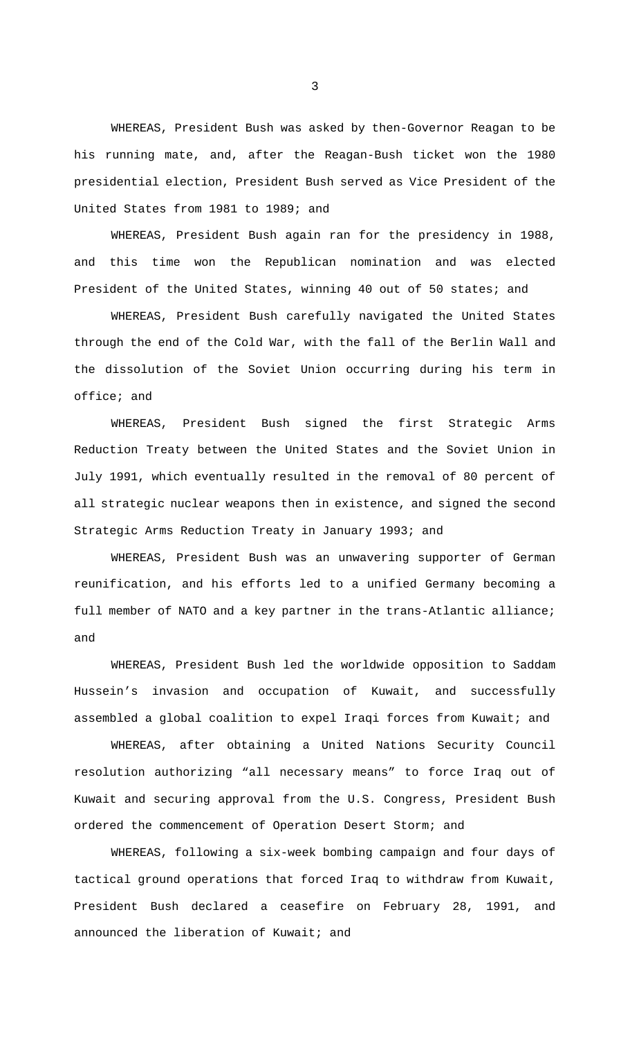WHEREAS, President Bush was asked by then-Governor Reagan to be his running mate, and, after the Reagan-Bush ticket won the 1980 presidential election, President Bush served as Vice President of the United States from 1981 to 1989; and

WHEREAS, President Bush again ran for the presidency in 1988, and this time won the Republican nomination and was elected President of the United States, winning 40 out of 50 states; and

WHEREAS, President Bush carefully navigated the United States through the end of the Cold War, with the fall of the Berlin Wall and the dissolution of the Soviet Union occurring during his term in office; and

WHEREAS, President Bush signed the first Strategic Arms Reduction Treaty between the United States and the Soviet Union in July 1991, which eventually resulted in the removal of 80 percent of all strategic nuclear weapons then in existence, and signed the second Strategic Arms Reduction Treaty in January 1993; and

WHEREAS, President Bush was an unwavering supporter of German reunification, and his efforts led to a unified Germany becoming a full member of NATO and a key partner in the trans-Atlantic alliance; and

WHEREAS, President Bush led the worldwide opposition to Saddam Hussein's invasion and occupation of Kuwait, and successfully assembled a global coalition to expel Iraqi forces from Kuwait; and

WHEREAS, after obtaining a United Nations Security Council resolution authorizing "all necessary means" to force Iraq out of Kuwait and securing approval from the U.S. Congress, President Bush ordered the commencement of Operation Desert Storm; and

WHEREAS, following a six-week bombing campaign and four days of tactical ground operations that forced Iraq to withdraw from Kuwait, President Bush declared a ceasefire on February 28, 1991, and announced the liberation of Kuwait; and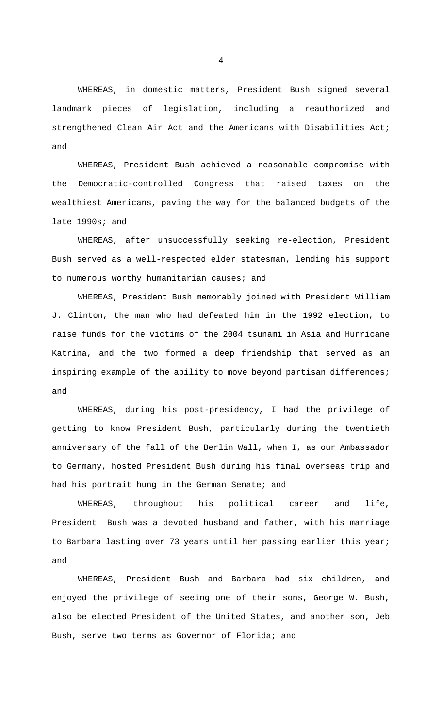WHEREAS, in domestic matters, President Bush signed several landmark pieces of legislation, including a reauthorized and strengthened Clean Air Act and the Americans with Disabilities Act; and

WHEREAS, President Bush achieved a reasonable compromise with the Democratic-controlled Congress that raised taxes on the wealthiest Americans, paving the way for the balanced budgets of the late 1990s; and

WHEREAS, after unsuccessfully seeking re-election, President Bush served as a well-respected elder statesman, lending his support to numerous worthy humanitarian causes; and

WHEREAS, President Bush memorably joined with President William J. Clinton, the man who had defeated him in the 1992 election, to raise funds for the victims of the 2004 tsunami in Asia and Hurricane Katrina, and the two formed a deep friendship that served as an inspiring example of the ability to move beyond partisan differences; and

WHEREAS, during his post-presidency, I had the privilege of getting to know President Bush, particularly during the twentieth anniversary of the fall of the Berlin Wall, when I, as our Ambassador to Germany, hosted President Bush during his final overseas trip and had his portrait hung in the German Senate; and

WHEREAS, throughout his political career and life, President Bush was a devoted husband and father, with his marriage to Barbara lasting over 73 years until her passing earlier this year; and

WHEREAS, President Bush and Barbara had six children, and enjoyed the privilege of seeing one of their sons, George W. Bush, also be elected President of the United States, and another son, Jeb Bush, serve two terms as Governor of Florida; and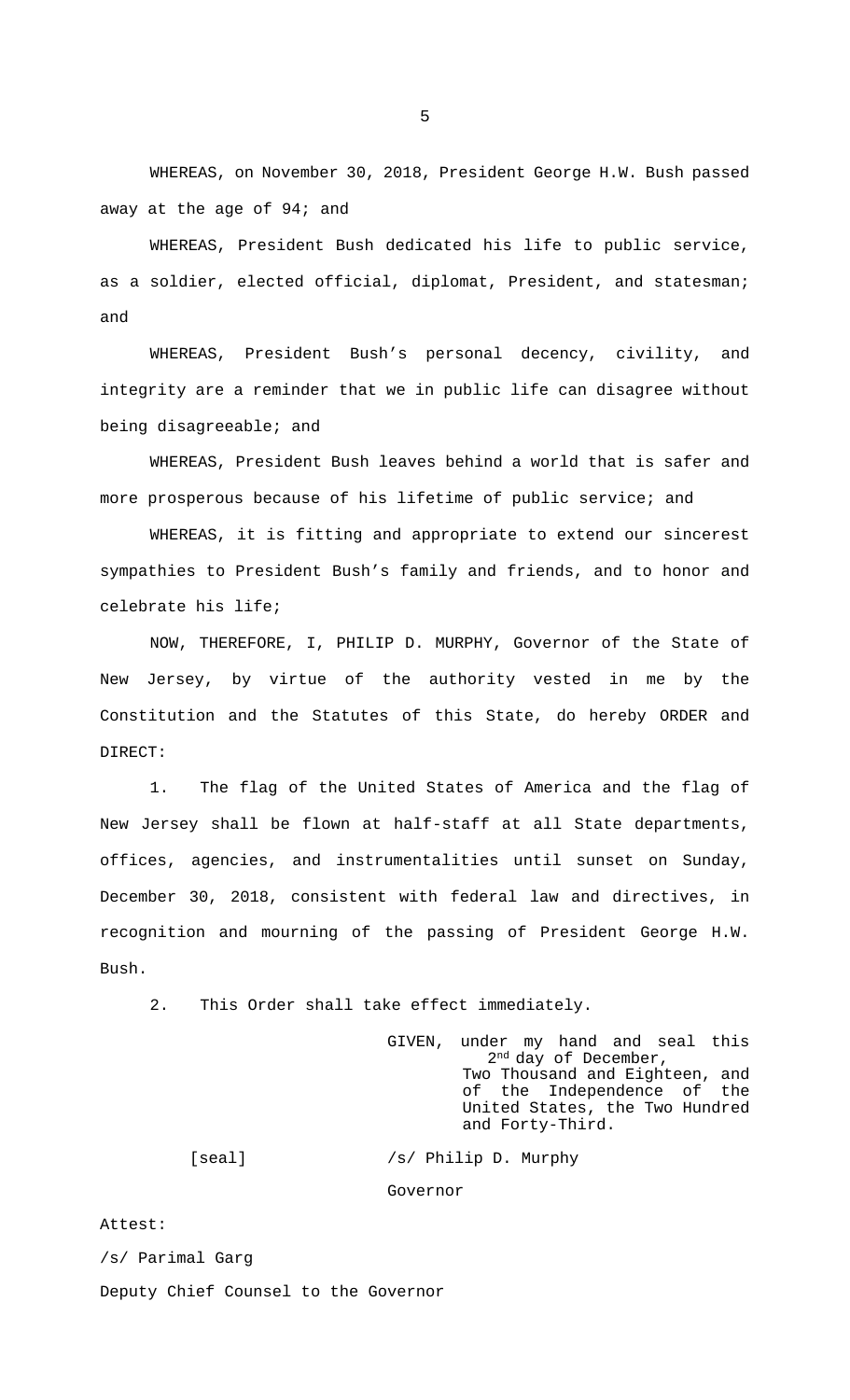WHEREAS, on November 30, 2018, President George H.W. Bush passed away at the age of 94; and

WHEREAS, President Bush dedicated his life to public service, as a soldier, elected official, diplomat, President, and statesman; and

WHEREAS, President Bush's personal decency, civility, and integrity are a reminder that we in public life can disagree without being disagreeable; and

WHEREAS, President Bush leaves behind a world that is safer and more prosperous because of his lifetime of public service; and

WHEREAS, it is fitting and appropriate to extend our sincerest sympathies to President Bush's family and friends, and to honor and celebrate his life;

NOW, THEREFORE, I, PHILIP D. MURPHY, Governor of the State of New Jersey, by virtue of the authority vested in me by the Constitution and the Statutes of this State, do hereby ORDER and DIRECT:

1. The flag of the United States of America and the flag of New Jersey shall be flown at half-staff at all State departments, offices, agencies, and instrumentalities until sunset on Sunday, December 30, 2018, consistent with federal law and directives, in recognition and mourning of the passing of President George H.W. Bush.

2. This Order shall take effect immediately.

GIVEN, under my hand and seal this 2nd day of December, Two Thousand and Eighteen, and of the Independence of the United States, the Two Hundred and Forty-Third.

[seal]

/s/ Philip D. Murphy

Governor

Attest:

/s/ Parimal Garg

Deputy Chief Counsel to the Governor